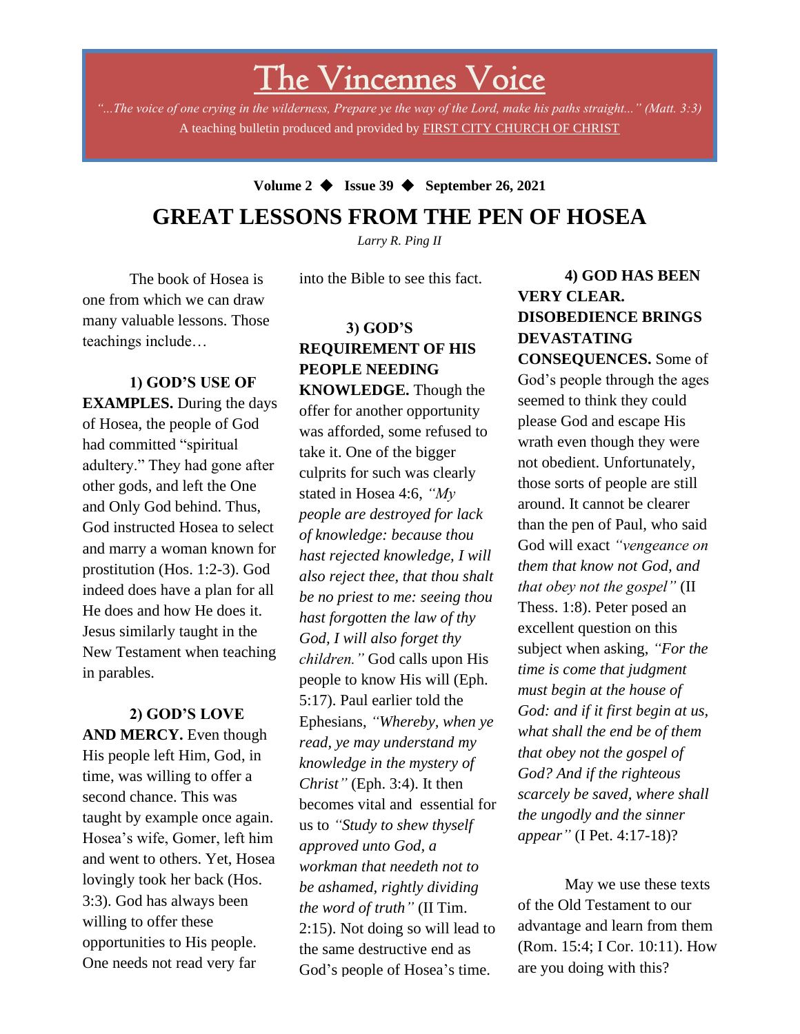# The Vincennes Voice

*"...The voice of one crying in the wilderness, Prepare ye the way of the Lord, make his paths straight..." (Matt. 3:3)*

A teaching bulletin produced and provided by FIRST CITY CHURCH OF CHRIST

**Volume 2 ◆ Issue 39 ◆ September 26, 2021**

## GREAT LESSONS FROM THE PEN OF HOSEA

*Larry R. Ping II*

The book of Hosea is one from which we can draw many valuable lessons. Those teachings include…

**1) GOD'S USE OF EXAMPLES.** During the days of Hosea, the people of God had committed "spiritual adultery." They had gone after other gods, and left the One and Only God behind. Thus, God instructed Hosea to select and marry a woman known for prostitution (Hos. 1:2-3). God indeed does have a plan for all He does and how He does it. Jesus similarly taught in the New Testament when teaching in parables.

**2) GOD'S LOVE AND MERCY.** Even though His people left Him, God, in time, was willing to offer a second chance. This was taught by example once again. Hosea's wife, Gomer, left him and went to others. Yet, Hosea lovingly took her back (Hos. 3:3). God has always been willing to offer these opportunities to His people. One needs not read very far into the Bible to see this fact.

**3) GOD'S REQUIREMENT OF HIS PEOPLE NEEDING KNOWLEDGE.** Though the offer for another opportunity was afforded, some refused to take it. One of the bigger culprits for such was clearly stated in Hosea 4:6, *"My people are destroyed for lack of knowledge: because thou hast rejected knowledge, I will also reject thee, that thou shalt be no priest to me: seeing thou hast forgotten the law of thy God, I will also forget thy children."* God calls upon His people to know His will (Eph. 5:17). Paul earlier told the Ephesians, *"Whereby, when ye read, ye may understand my knowledge in the mystery of Christ"* (Eph. 3:4). It then becomes vital and essential for us to *"Study to shew thyself approved unto God, a workman that needeth not to be ashamed, rightly dividing the word of truth"* (II Tim. 2:15). Not doing so will lead to the same destructive end as God's people of Hosea's time.

**4) GOD HAS BEEN VERY CLEAR. DISOBEDIENCE BRINGS DEVASTATING CONSEQUENCES.** Some of God's people through the ages seemed to think they could please God and escape His wrath even though they were not obedient. Unfortunately, those sorts of people are still around. It cannot be clearer than the pen of Paul, who said God will exact *"vengeance on them that know not God, and that obey not the gospel"* (II Thess. 1:8). Peter posed an excellent question on this subject when asking, *"For the time is come that judgment must begin at the house of God: and if it first begin at us, what shall the end be of them that obey not the gospel of God? And if the righteous scarcely be saved, where shall the ungodly and the sinner appear"* (I Pet. 4:17-18)?

May we use these texts of the Old Testament to our advantage and learn from them (Rom. 15:4; I Cor. 10:11). How are you doing with this?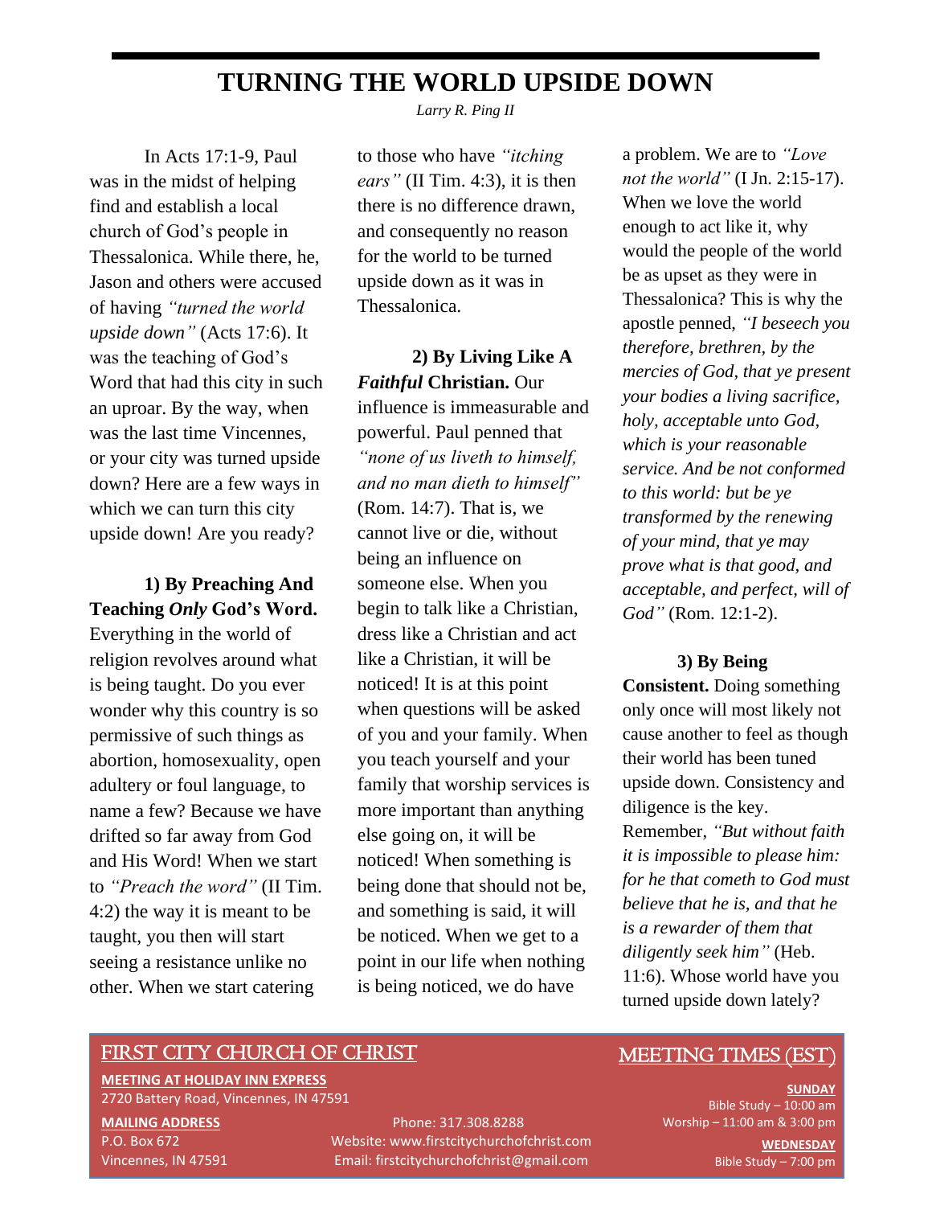# TURNING THE WORLD UPSIDE DOWN

*Larry R. Ping II*

In Acts 17:1-9, Paul was in the midst of helping find and establish a local church of God's people in Thessalonica. While there, he, Jason and others were accused of having *"turned the world upside down"* (Acts 17:6). It was the teaching of God's Word that had this city in such an uproar. By the way, when was the last time Vincennes, or your city was turned upside down? Here are a few ways in which we can turn this city upside down! Are you ready?

**1) By Preaching And Teaching *Only* God's Word.** Everything in the world of religion revolves around what is being taught. Do you ever wonder why this country is so permissive of such things as abortion, homosexuality, open adultery or foul language, to name a few? Because we have drifted so far away from God and His Word! When we start to *"Preach the word"* (II Tim. 4:2) the way it is meant to be taught, you then will start seeing a resistance unlike no other. When we start catering to those who have *"itching ears"* (II Tim. 4:3), it is then there is no difference drawn, and consequently no reason for the world to be turned upside down as it was in Thessalonica.

**2) By Living Like A *Faithful* Christian.** Our influence is immeasurable and powerful. Paul penned that *"none of us liveth to himself, and no man dieth to himself"* (Rom. 14:7). That is, we cannot live or die, without being an influence on someone else. When you begin to talk like a Christian, dress like a Christian and act like a Christian, it will be noticed! It is at this point when questions will be asked of you and your family. When you teach yourself and your family that worship services is more important than anything else going on, it will be noticed! When something is being done that should not be, and something is said, it will be noticed. When we get to a point in our life when nothing is being noticed, we do have a problem. We are to *"Love not the world"* (I Jn. 2:15-17). When we love the world enough to act like it, why would the people of the world be as upset as they were in Thessalonica? This is why the apostle penned, *"I beseech you therefore, brethren, by the mercies of God, that ye present your bodies a living sacrifice, holy, acceptable unto God, which is your reasonable service. And be not conformed to this world: but be ye transformed by the renewing of your mind, that ye may prove what is that good, and acceptable, and perfect, will of God"* (Rom. 12:1-2).

**3) By Being Consistent.** Doing something only once will most likely not cause another to feel as though their world has been tuned upside down. Consistency and diligence is the key. Remember, *"But without faith it is impossible to please him: for he that cometh to God must believe that he is, and that he is a rewarder of them that diligently seek him"* (Heb. 11:6). Whose world have you turned upside down lately?

## FIRST CITY CHURCH OF CHRIST

**MEETING AT HOLIDAY INN EXPRESS**
2720 Battery Road, Vincennes, IN 47591

**MAILING ADDRESS**
P.O. Box 672
Vincennes, IN 47591

Phone: 317.308.8288
Website: www.firstcitychurchofchrist.com
Email: firstcitychurchofchrist@gmail.com

## MEETING TIMES (EST)

**SUNDAY**
Bible Study – 10:00 am
Worship – 11:00 am & 3:00 pm

**WEDNESDAY**
Bible Study – 7:00 pm